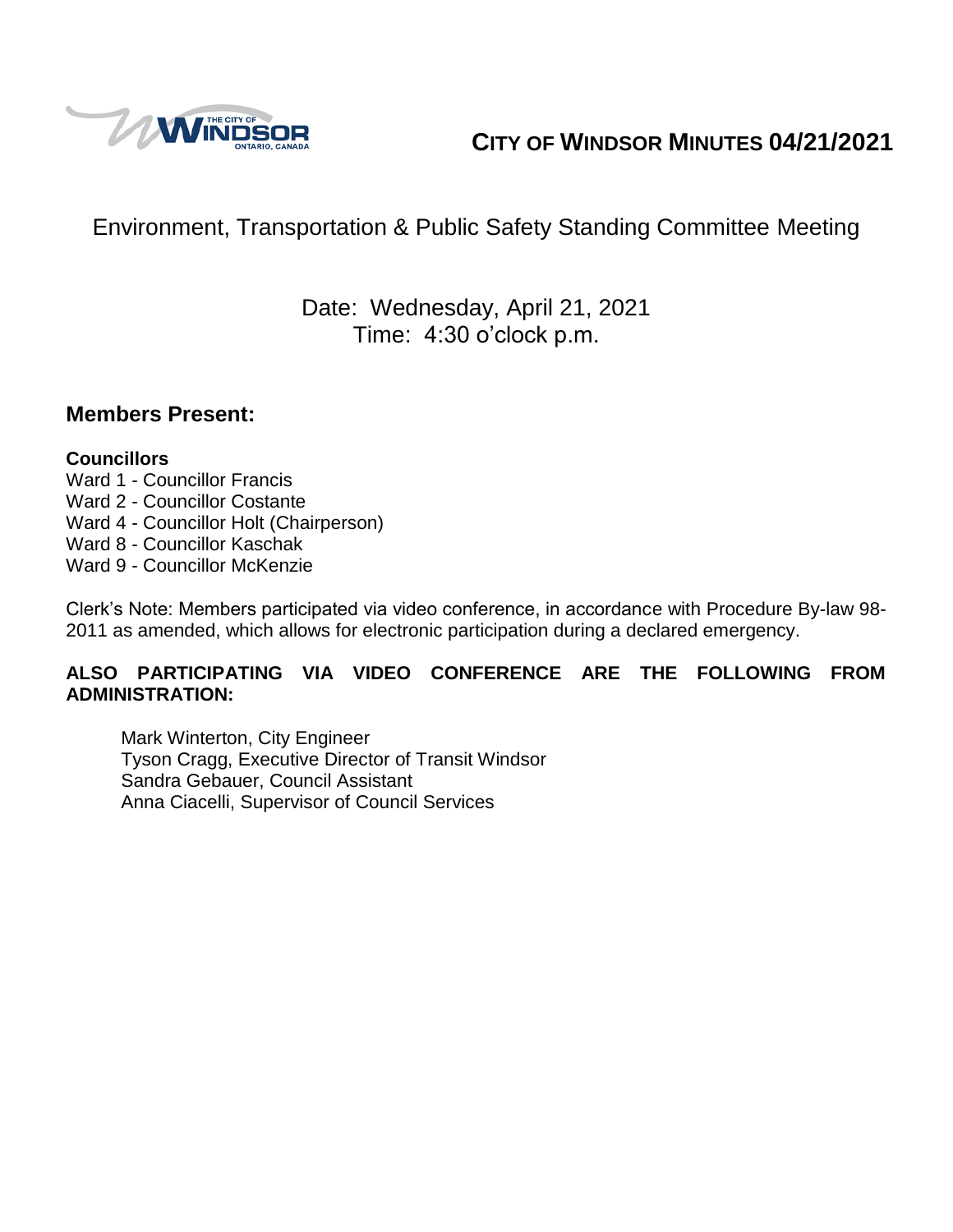# CITY OF WINDSOR MINUTES 04/21/2021

## Environment, Transportation & Public Safety Standing Committee Meeting

Date: Wednesday, April 21, 2021
Time: 4:30 o'clock p.m.

## Members Present:

**Councillors**
Ward 1 - Councillor Francis
Ward 2 - Councillor Costante
Ward 4 - Councillor Holt (Chairperson)
Ward 8 - Councillor Kaschak
Ward 9 - Councillor McKenzie

Clerk's Note: Members participated via video conference, in accordance with Procedure By-law 98-2011 as amended, which allows for electronic participation during a declared emergency.

**ALSO PARTICIPATING VIA VIDEO CONFERENCE ARE THE FOLLOWING FROM ADMINISTRATION:**

Mark Winterton, City Engineer
Tyson Cragg, Executive Director of Transit Windsor
Sandra Gebauer, Council Assistant
Anna Ciacelli, Supervisor of Council Services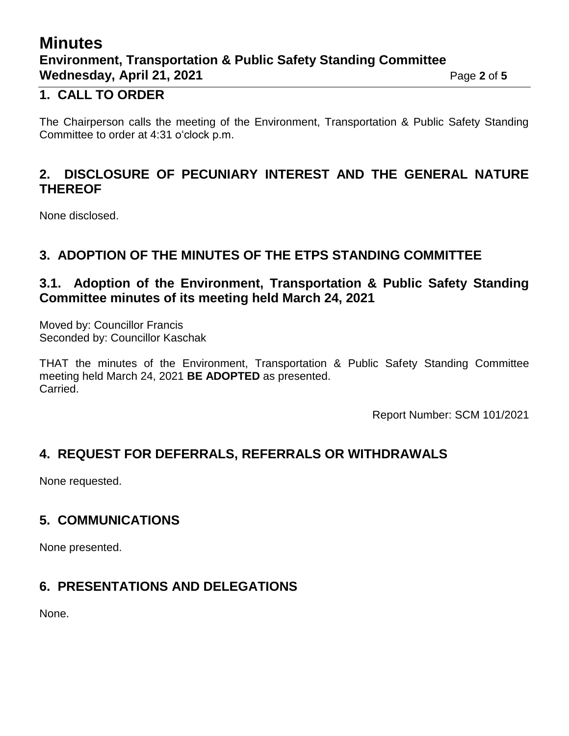## 1. CALL TO ORDER

The Chairperson calls the meeting of the Environment, Transportation & Public Safety Standing Committee to order at 4:31 o'clock p.m.

## 2. DISCLOSURE OF PECUNIARY INTEREST AND THE GENERAL NATURE THEREOF

None disclosed.

## 3. ADOPTION OF THE MINUTES OF THE ETPS STANDING COMMITTEE

### 3.1. Adoption of the Environment, Transportation & Public Safety Standing Committee minutes of its meeting held March 24, 2021

Moved by: Councillor Francis
Seconded by: Councillor Kaschak

THAT the minutes of the Environment, Transportation & Public Safety Standing Committee meeting held March 24, 2021 **BE ADOPTED** as presented.
Carried.

Report Number: SCM 101/2021

## 4. REQUEST FOR DEFERRALS, REFERRALS OR WITHDRAWALS

None requested.

## 5. COMMUNICATIONS

None presented.

## 6. PRESENTATIONS AND DELEGATIONS

None.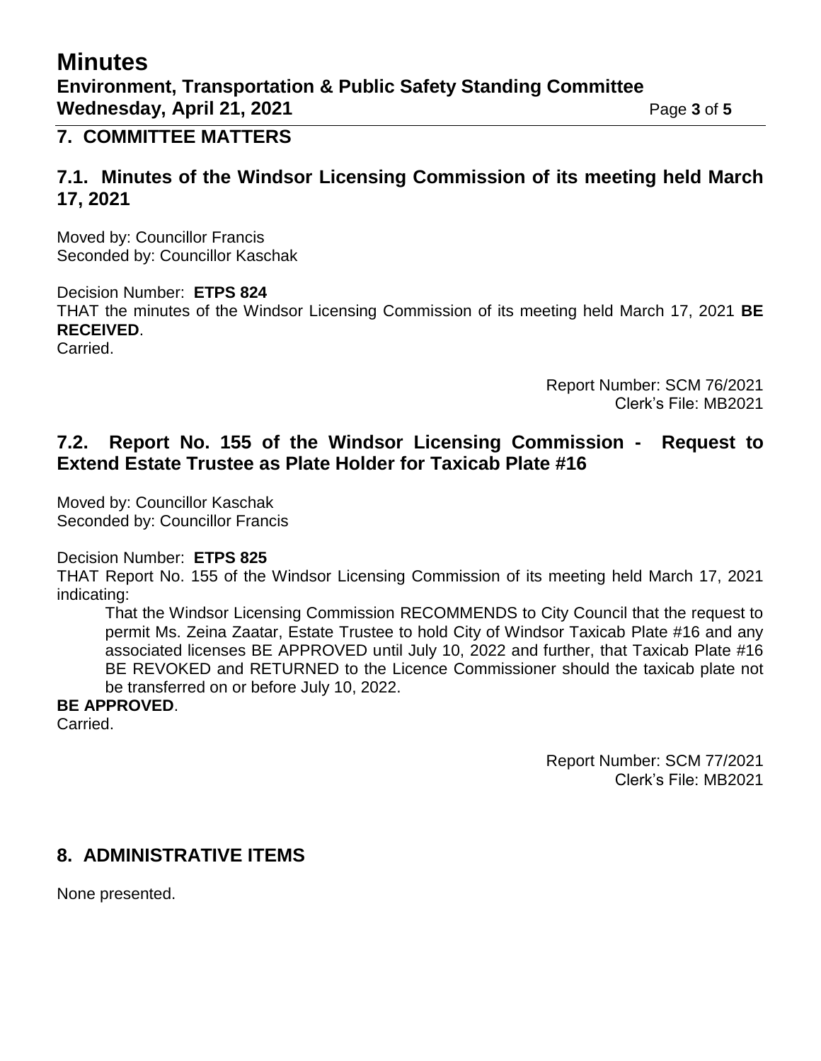## 7. COMMITTEE MATTERS

### 7.1. Minutes of the Windsor Licensing Commission of its meeting held March 17, 2021

Moved by: Councillor Francis
Seconded by: Councillor Kaschak

Decision Number: **ETPS 824**
THAT the minutes of the Windsor Licensing Commission of its meeting held March 17, 2021 **BE RECEIVED**.
Carried.

Report Number: SCM 76/2021
Clerk's File: MB2021

### 7.2. Report No. 155 of the Windsor Licensing Commission - Request to Extend Estate Trustee as Plate Holder for Taxicab Plate #16

Moved by: Councillor Kaschak
Seconded by: Councillor Francis

Decision Number: **ETPS 825**
THAT Report No. 155 of the Windsor Licensing Commission of its meeting held March 17, 2021 indicating:

> That the Windsor Licensing Commission RECOMMENDS to City Council that the request to permit Ms. Zeina Zaatar, Estate Trustee to hold City of Windsor Taxicab Plate #16 and any associated licenses BE APPROVED until July 10, 2022 and further, that Taxicab Plate #16 BE REVOKED and RETURNED to the Licence Commissioner should the taxicab plate not be transferred on or before July 10, 2022.

**BE APPROVED**.
Carried.

Report Number: SCM 77/2021
Clerk's File: MB2021

## 8. ADMINISTRATIVE ITEMS

None presented.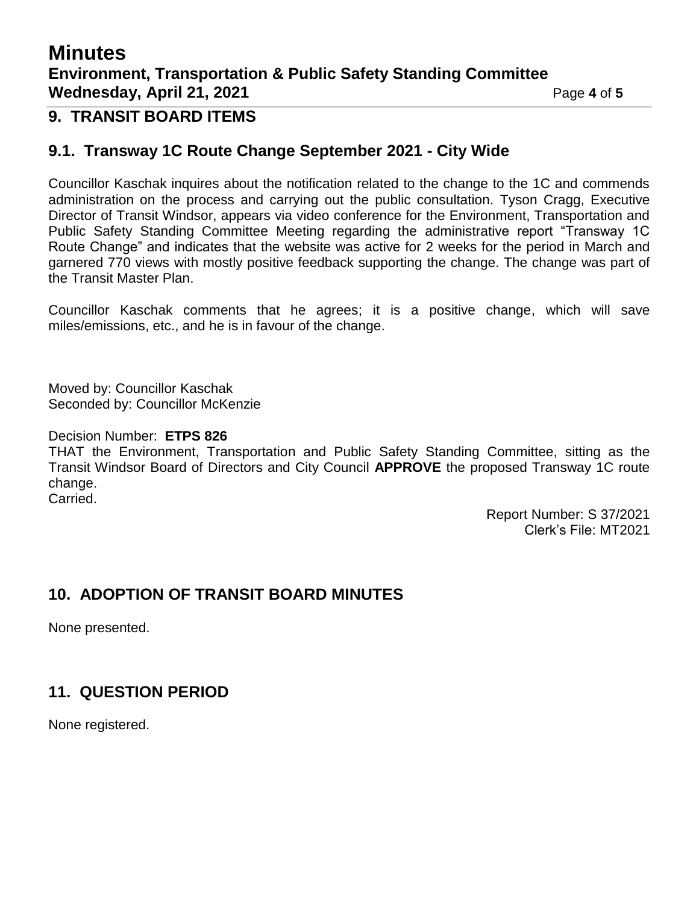## 9. TRANSIT BOARD ITEMS

### 9.1. Transway 1C Route Change September 2021 - City Wide

Councillor Kaschak inquires about the notification related to the change to the 1C and commends administration on the process and carrying out the public consultation. Tyson Cragg, Executive Director of Transit Windsor, appears via video conference for the Environment, Transportation and Public Safety Standing Committee Meeting regarding the administrative report "Transway 1C Route Change" and indicates that the website was active for 2 weeks for the period in March and garnered 770 views with mostly positive feedback supporting the change. The change was part of the Transit Master Plan.

Councillor Kaschak comments that he agrees; it is a positive change, which will save miles/emissions, etc., and he is in favour of the change.

Moved by: Councillor Kaschak
Seconded by: Councillor McKenzie

Decision Number: **ETPS 826**
THAT the Environment, Transportation and Public Safety Standing Committee, sitting as the Transit Windsor Board of Directors and City Council **APPROVE** the proposed Transway 1C route change.
Carried.

Report Number: S 37/2021
Clerk's File: MT2021

## 10. ADOPTION OF TRANSIT BOARD MINUTES

None presented.

## 11. QUESTION PERIOD

None registered.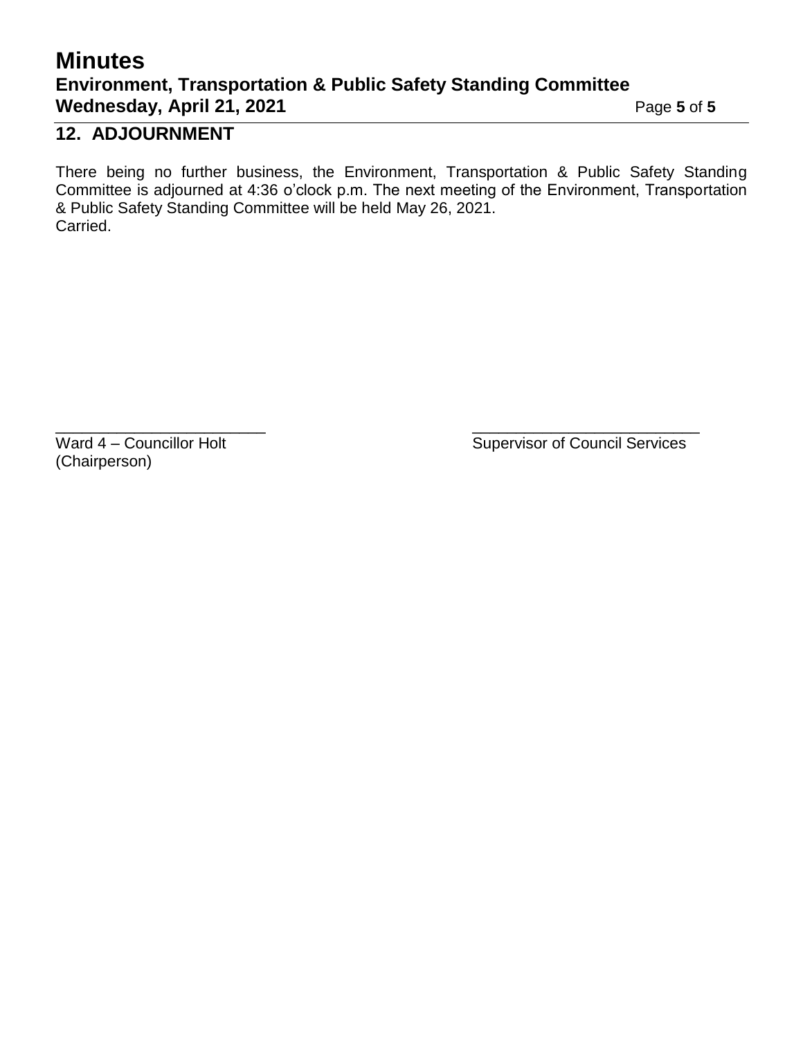## 12. ADJOURNMENT

There being no further business, the Environment, Transportation & Public Safety Standing Committee is adjourned at 4:36 o'clock p.m. The next meeting of the Environment, Transportation & Public Safety Standing Committee will be held May 26, 2021.
Carried.

\_\_\_\_\_\_\_\_\_\_\_\_\_\_\_\_\_\_\_\_\_\_\_\_\_\_
Ward 4 – Councillor Holt
(Chairperson)

\_\_\_\_\_\_\_\_\_\_\_\_\_\_\_\_\_\_\_\_\_\_\_\_\_\_
Supervisor of Council Services